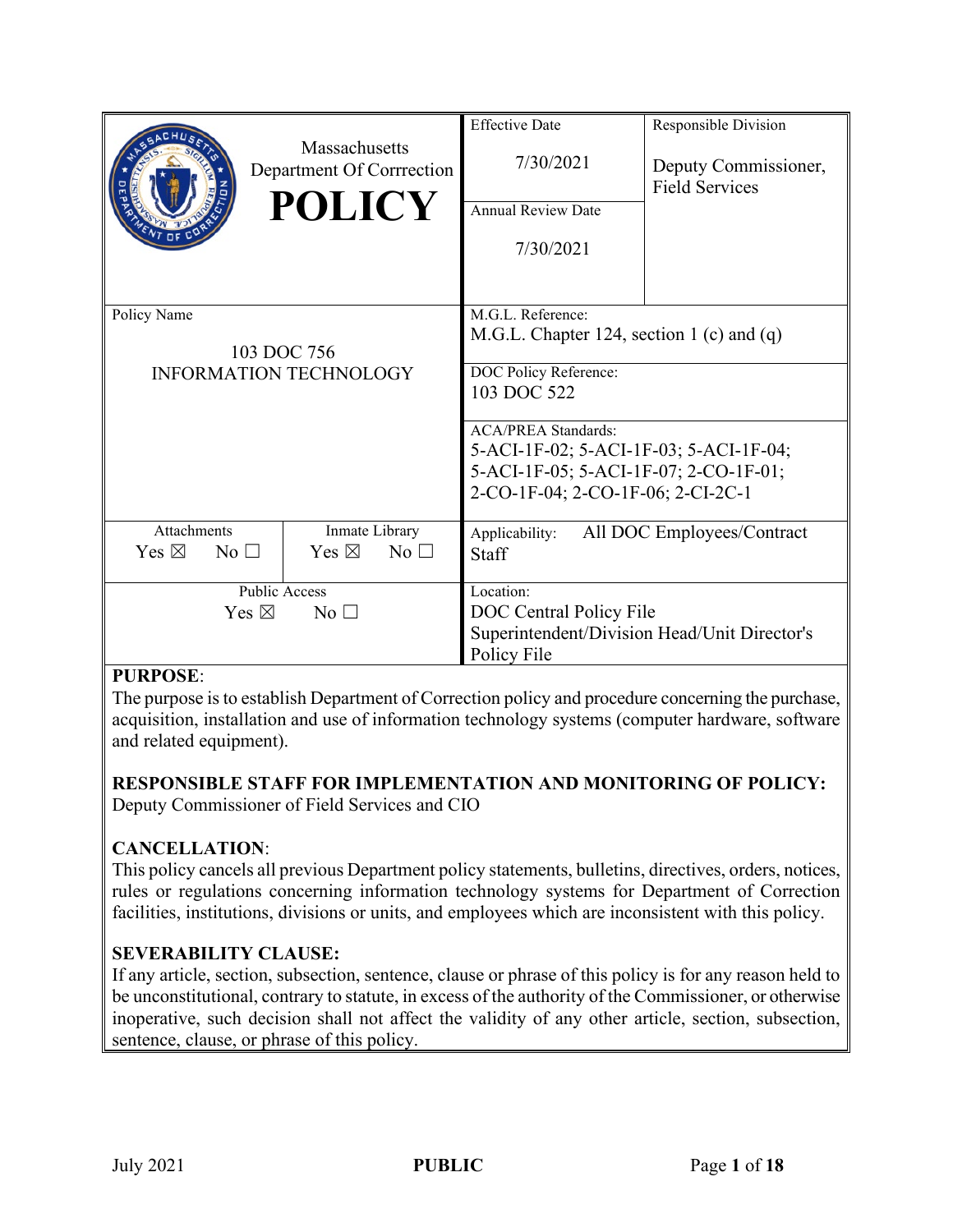| Massachusetts Department Of Corrrection **POLICY** | Effective Date<br>7/30/2021 | Responsible Division<br>Deputy Commissioner, Field Services |
|---|---|---|
| | Annual Review Date<br>7/30/2021 | |

| Policy Name | | M.G.L. Reference: M.G.L. Chapter 124, section 1 (c) and (q) |
|---|---|---|
| 103 DOC 756 INFORMATION TECHNOLOGY | | DOC Policy Reference: 103 DOC 522 |
| | | ACA/PREA Standards: 5-ACI-1F-02; 5-ACI-1F-03; 5-ACI-1F-04; 5-ACI-1F-05; 5-ACI-1F-07; 2-CO-1F-01; 2-CO-1F-04; 2-CO-1F-06; 2-CI-2C-1 |
| Attachments<br>Yes ☒ No ☐ | Inmate Library<br>Yes ☒ No ☐ | Applicability: All DOC Employees/Contract Staff |
| Public Access<br>Yes ☒ No ☐ | | Location: DOC Central Policy File Superintendent/Division Head/Unit Director's Policy File |

**PURPOSE**:
The purpose is to establish Department of Correction policy and procedure concerning the purchase, acquisition, installation and use of information technology systems (computer hardware, software and related equipment).

**RESPONSIBLE STAFF FOR IMPLEMENTATION AND MONITORING OF POLICY:**
Deputy Commissioner of Field Services and CIO

**CANCELLATION**:
This policy cancels all previous Department policy statements, bulletins, directives, orders, notices, rules or regulations concerning information technology systems for Department of Correction facilities, institutions, divisions or units, and employees which are inconsistent with this policy.

**SEVERABILITY CLAUSE:**
If any article, section, subsection, sentence, clause or phrase of this policy is for any reason held to be unconstitutional, contrary to statute, in excess of the authority of the Commissioner, or otherwise inoperative, such decision shall not affect the validity of any other article, section, subsection, sentence, clause, or phrase of this policy.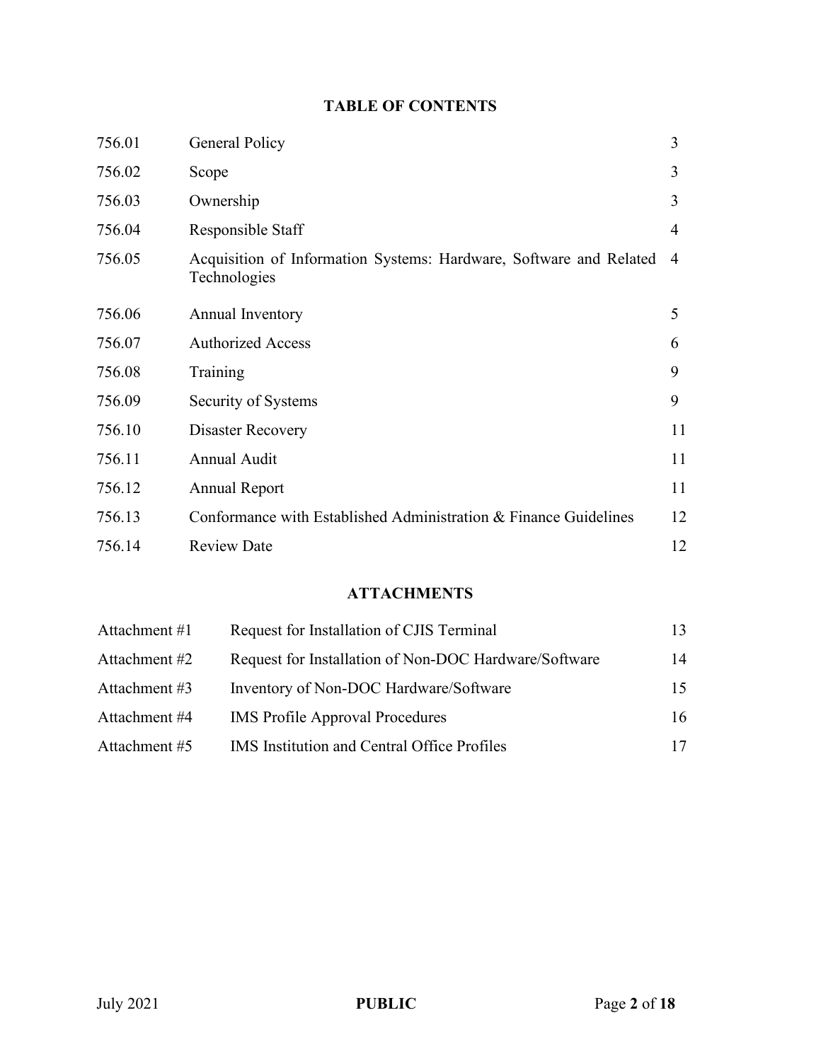## TABLE OF CONTENTS

| | | |
|---|---|---|
| 756.01 | General Policy | 3 |
| 756.02 | Scope | 3 |
| 756.03 | Ownership | 3 |
| 756.04 | Responsible Staff | 4 |
| 756.05 | Acquisition of Information Systems: Hardware, Software and Related Technologies | 4 |
| 756.06 | Annual Inventory | 5 |
| 756.07 | Authorized Access | 6 |
| 756.08 | Training | 9 |
| 756.09 | Security of Systems | 9 |
| 756.10 | Disaster Recovery | 11 |
| 756.11 | Annual Audit | 11 |
| 756.12 | Annual Report | 11 |
| 756.13 | Conformance with Established Administration & Finance Guidelines | 12 |
| 756.14 | Review Date | 12 |

## ATTACHMENTS

| | | |
|---|---|---|
| Attachment #1 | Request for Installation of CJIS Terminal | 13 |
| Attachment #2 | Request for Installation of Non-DOC Hardware/Software | 14 |
| Attachment #3 | Inventory of Non-DOC Hardware/Software | 15 |
| Attachment #4 | IMS Profile Approval Procedures | 16 |
| Attachment #5 | IMS Institution and Central Office Profiles | 17 |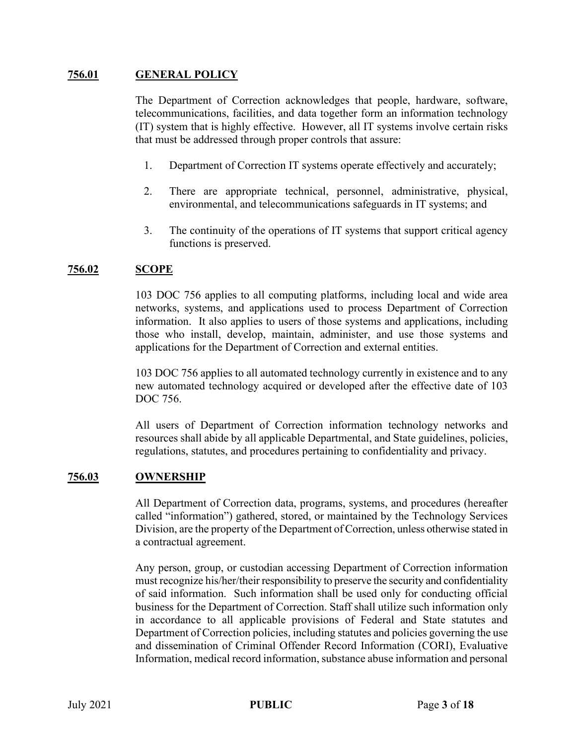## 756.01 GENERAL POLICY

The Department of Correction acknowledges that people, hardware, software, telecommunications, facilities, and data together form an information technology (IT) system that is highly effective. However, all IT systems involve certain risks that must be addressed through proper controls that assure:

1. Department of Correction IT systems operate effectively and accurately;
2. There are appropriate technical, personnel, administrative, physical, environmental, and telecommunications safeguards in IT systems; and
3. The continuity of the operations of IT systems that support critical agency functions is preserved.

## 756.02 SCOPE

103 DOC 756 applies to all computing platforms, including local and wide area networks, systems, and applications used to process Department of Correction information. It also applies to users of those systems and applications, including those who install, develop, maintain, administer, and use those systems and applications for the Department of Correction and external entities.

103 DOC 756 applies to all automated technology currently in existence and to any new automated technology acquired or developed after the effective date of 103 DOC 756.

All users of Department of Correction information technology networks and resources shall abide by all applicable Departmental, and State guidelines, policies, regulations, statutes, and procedures pertaining to confidentiality and privacy.

## 756.03 OWNERSHIP

All Department of Correction data, programs, systems, and procedures (hereafter called "information") gathered, stored, or maintained by the Technology Services Division, are the property of the Department of Correction, unless otherwise stated in a contractual agreement.

Any person, group, or custodian accessing Department of Correction information must recognize his/her/their responsibility to preserve the security and confidentiality of said information. Such information shall be used only for conducting official business for the Department of Correction. Staff shall utilize such information only in accordance to all applicable provisions of Federal and State statutes and Department of Correction policies, including statutes and policies governing the use and dissemination of Criminal Offender Record Information (CORI), Evaluative Information, medical record information, substance abuse information and personal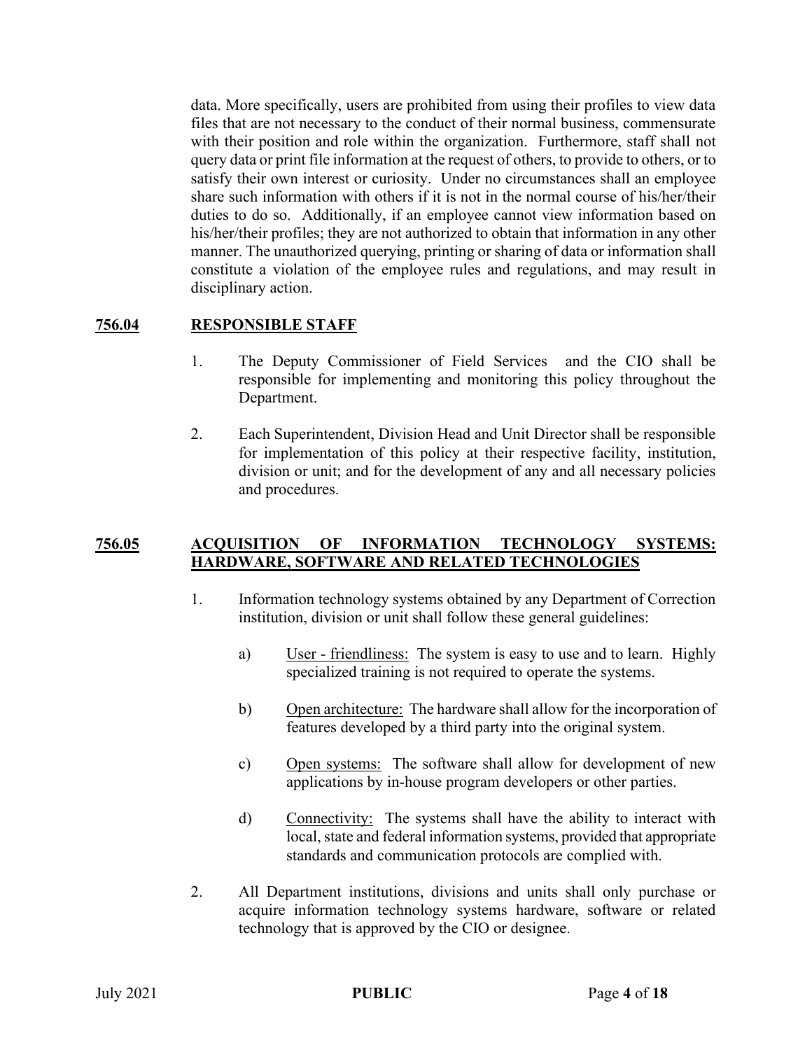data. More specifically, users are prohibited from using their profiles to view data files that are not necessary to the conduct of their normal business, commensurate with their position and role within the organization. Furthermore, staff shall not query data or print file information at the request of others, to provide to others, or to satisfy their own interest or curiosity. Under no circumstances shall an employee share such information with others if it is not in the normal course of his/her/their duties to do so. Additionally, if an employee cannot view information based on his/her/their profiles; they are not authorized to obtain that information in any other manner. The unauthorized querying, printing or sharing of data or information shall constitute a violation of the employee rules and regulations, and may result in disciplinary action.

## 756.04 RESPONSIBLE STAFF

1. The Deputy Commissioner of Field Services and the CIO shall be responsible for implementing and monitoring this policy throughout the Department.

2. Each Superintendent, Division Head and Unit Director shall be responsible for implementation of this policy at their respective facility, institution, division or unit; and for the development of any and all necessary policies and procedures.

## 756.05 ACQUISITION OF INFORMATION TECHNOLOGY SYSTEMS: HARDWARE, SOFTWARE AND RELATED TECHNOLOGIES

1. Information technology systems obtained by any Department of Correction institution, division or unit shall follow these general guidelines:

   a) User - friendliness: The system is easy to use and to learn. Highly specialized training is not required to operate the systems.

   b) Open architecture: The hardware shall allow for the incorporation of features developed by a third party into the original system.

   c) Open systems: The software shall allow for development of new applications by in-house program developers or other parties.

   d) Connectivity: The systems shall have the ability to interact with local, state and federal information systems, provided that appropriate standards and communication protocols are complied with.

2. All Department institutions, divisions and units shall only purchase or acquire information technology systems hardware, software or related technology that is approved by the CIO or designee.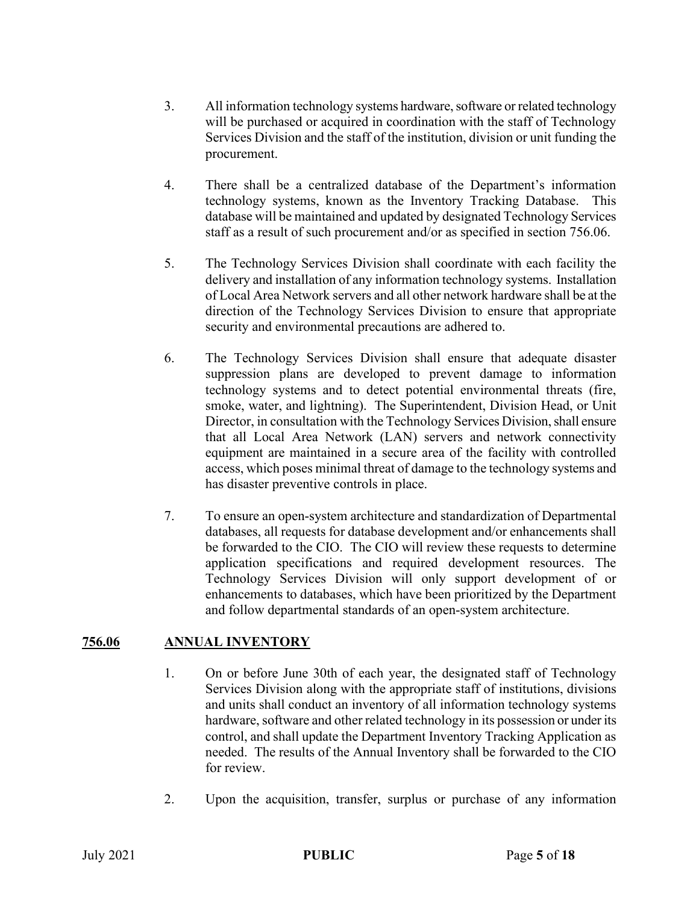3. All information technology systems hardware, software or related technology will be purchased or acquired in coordination with the staff of Technology Services Division and the staff of the institution, division or unit funding the procurement.

4. There shall be a centralized database of the Department's information technology systems, known as the Inventory Tracking Database. This database will be maintained and updated by designated Technology Services staff as a result of such procurement and/or as specified in section 756.06.

5. The Technology Services Division shall coordinate with each facility the delivery and installation of any information technology systems. Installation of Local Area Network servers and all other network hardware shall be at the direction of the Technology Services Division to ensure that appropriate security and environmental precautions are adhered to.

6. The Technology Services Division shall ensure that adequate disaster suppression plans are developed to prevent damage to information technology systems and to detect potential environmental threats (fire, smoke, water, and lightning). The Superintendent, Division Head, or Unit Director, in consultation with the Technology Services Division, shall ensure that all Local Area Network (LAN) servers and network connectivity equipment are maintained in a secure area of the facility with controlled access, which poses minimal threat of damage to the technology systems and has disaster preventive controls in place.

7. To ensure an open-system architecture and standardization of Departmental databases, all requests for database development and/or enhancements shall be forwarded to the CIO. The CIO will review these requests to determine application specifications and required development resources. The Technology Services Division will only support development of or enhancements to databases, which have been prioritized by the Department and follow departmental standards of an open-system architecture.

## **756.06 ANNUAL INVENTORY**

1. On or before June 30th of each year, the designated staff of Technology Services Division along with the appropriate staff of institutions, divisions and units shall conduct an inventory of all information technology systems hardware, software and other related technology in its possession or under its control, and shall update the Department Inventory Tracking Application as needed. The results of the Annual Inventory shall be forwarded to the CIO for review.

2. Upon the acquisition, transfer, surplus or purchase of any information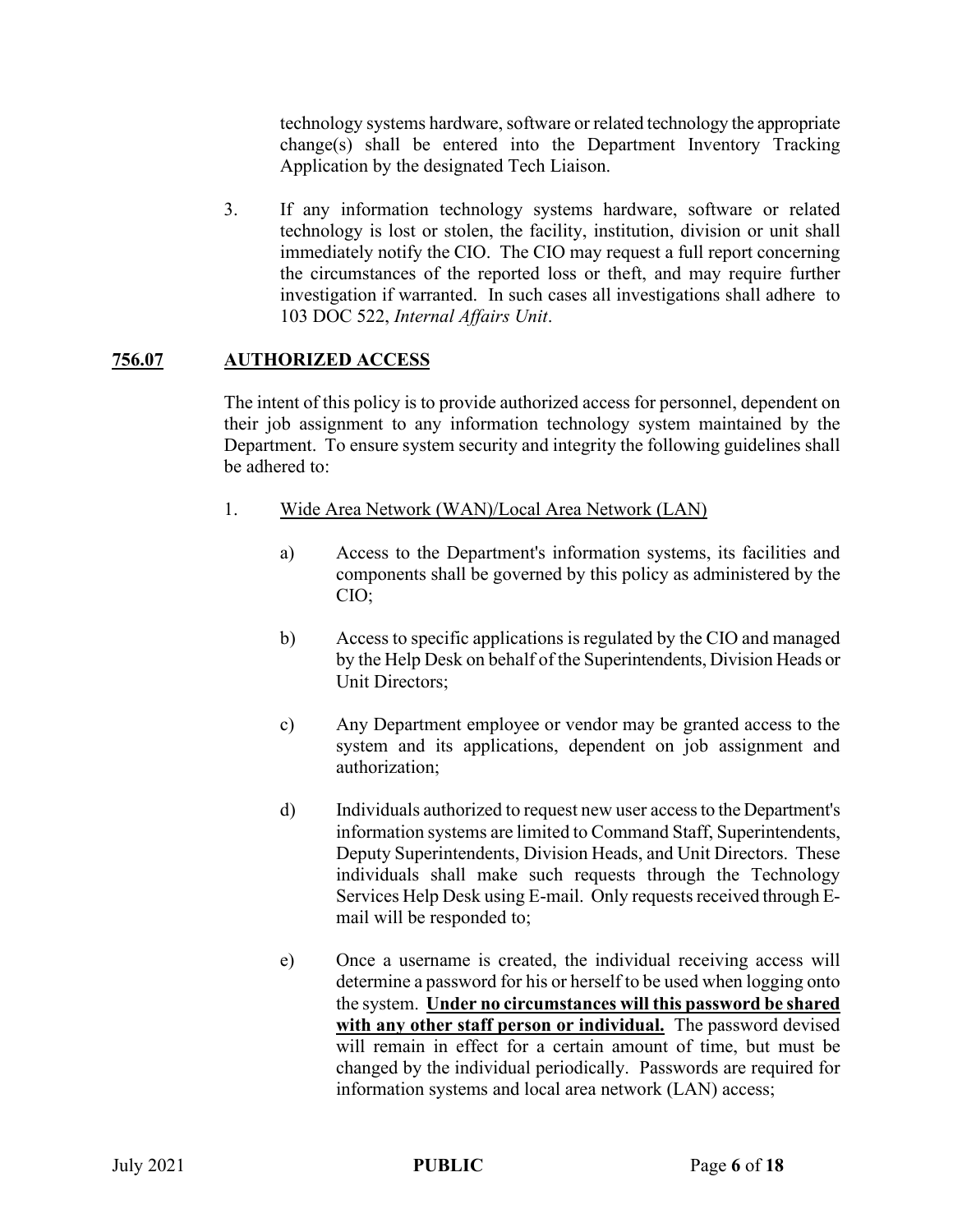technology systems hardware, software or related technology the appropriate change(s) shall be entered into the Department Inventory Tracking Application by the designated Tech Liaison.

3. If any information technology systems hardware, software or related technology is lost or stolen, the facility, institution, division or unit shall immediately notify the CIO. The CIO may request a full report concerning the circumstances of the reported loss or theft, and may require further investigation if warranted. In such cases all investigations shall adhere to 103 DOC 522, *Internal Affairs Unit*.

## **<u>756.07</u>** **<u>AUTHORIZED ACCESS</u>**

The intent of this policy is to provide authorized access for personnel, dependent on their job assignment to any information technology system maintained by the Department. To ensure system security and integrity the following guidelines shall be adhered to:

1. <u>Wide Area Network (WAN)/Local Area Network (LAN)</u>

   a) Access to the Department's information systems, its facilities and components shall be governed by this policy as administered by the CIO;

   b) Access to specific applications is regulated by the CIO and managed by the Help Desk on behalf of the Superintendents, Division Heads or Unit Directors;

   c) Any Department employee or vendor may be granted access to the system and its applications, dependent on job assignment and authorization;

   d) Individuals authorized to request new user access to the Department's information systems are limited to Command Staff, Superintendents, Deputy Superintendents, Division Heads, and Unit Directors. These individuals shall make such requests through the Technology Services Help Desk using E-mail. Only requests received through E-mail will be responded to;

   e) Once a username is created, the individual receiving access will determine a password for his or herself to be used when logging onto the system. **<u>Under no circumstances will this password be shared with any other staff person or individual.</u>** The password devised will remain in effect for a certain amount of time, but must be changed by the individual periodically. Passwords are required for information systems and local area network (LAN) access;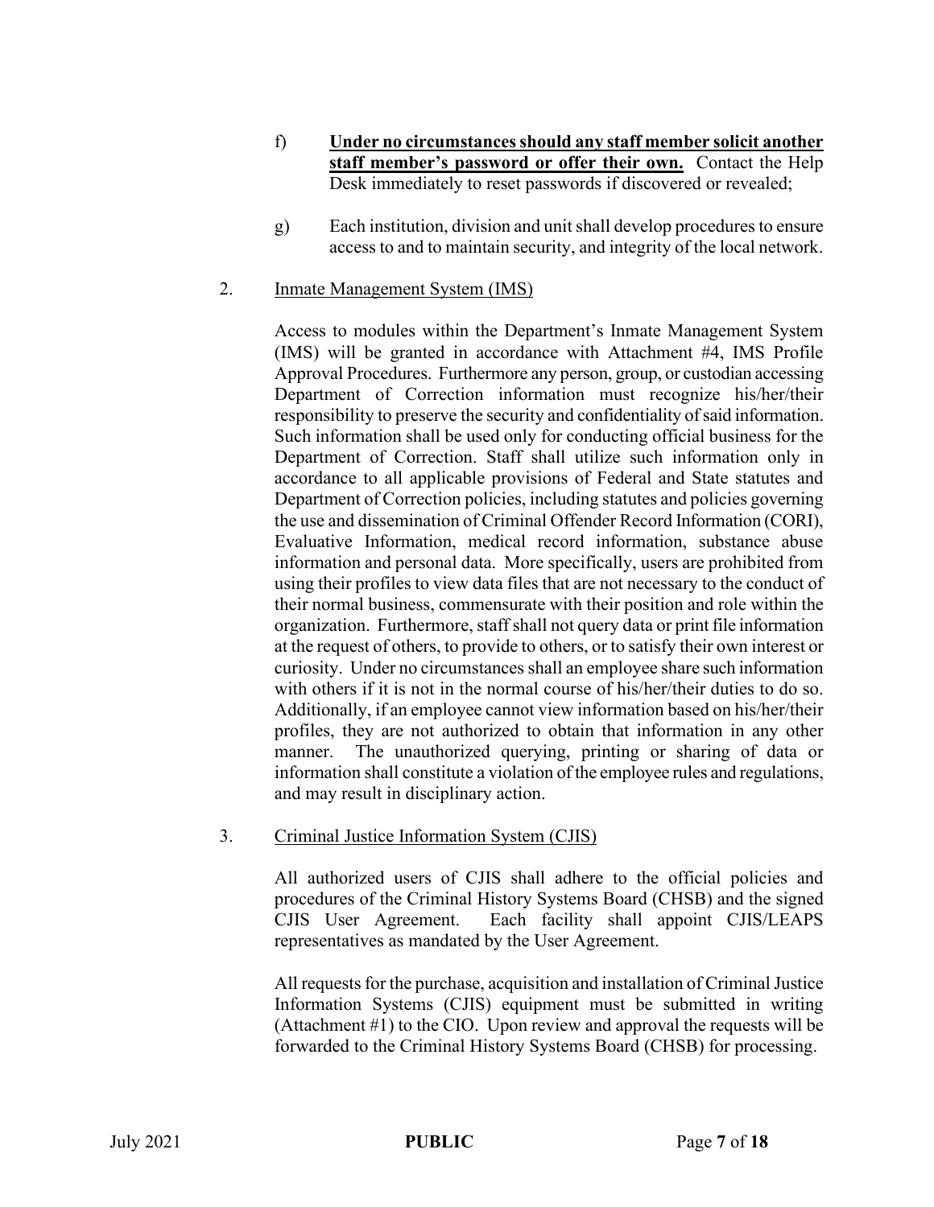f) **<u>Under no circumstances should any staff member solicit another staff member's password or offer their own.</u>** Contact the Help Desk immediately to reset passwords if discovered or revealed;

g) Each institution, division and unit shall develop procedures to ensure access to and to maintain security, and integrity of the local network.

2. <u>Inmate Management System (IMS)</u>

Access to modules within the Department's Inmate Management System (IMS) will be granted in accordance with Attachment #4, IMS Profile Approval Procedures. Furthermore any person, group, or custodian accessing Department of Correction information must recognize his/her/their responsibility to preserve the security and confidentiality of said information. Such information shall be used only for conducting official business for the Department of Correction. Staff shall utilize such information only in accordance to all applicable provisions of Federal and State statutes and Department of Correction policies, including statutes and policies governing the use and dissemination of Criminal Offender Record Information (CORI), Evaluative Information, medical record information, substance abuse information and personal data. More specifically, users are prohibited from using their profiles to view data files that are not necessary to the conduct of their normal business, commensurate with their position and role within the organization. Furthermore, staff shall not query data or print file information at the request of others, to provide to others, or to satisfy their own interest or curiosity. Under no circumstances shall an employee share such information with others if it is not in the normal course of his/her/their duties to do so. Additionally, if an employee cannot view information based on his/her/their profiles, they are not authorized to obtain that information in any other manner. The unauthorized querying, printing or sharing of data or information shall constitute a violation of the employee rules and regulations, and may result in disciplinary action.

3. <u>Criminal Justice Information System (CJIS)</u>

All authorized users of CJIS shall adhere to the official policies and procedures of the Criminal History Systems Board (CHSB) and the signed CJIS User Agreement. Each facility shall appoint CJIS/LEAPS representatives as mandated by the User Agreement.

All requests for the purchase, acquisition and installation of Criminal Justice Information Systems (CJIS) equipment must be submitted in writing (Attachment #1) to the CIO. Upon review and approval the requests will be forwarded to the Criminal History Systems Board (CHSB) for processing.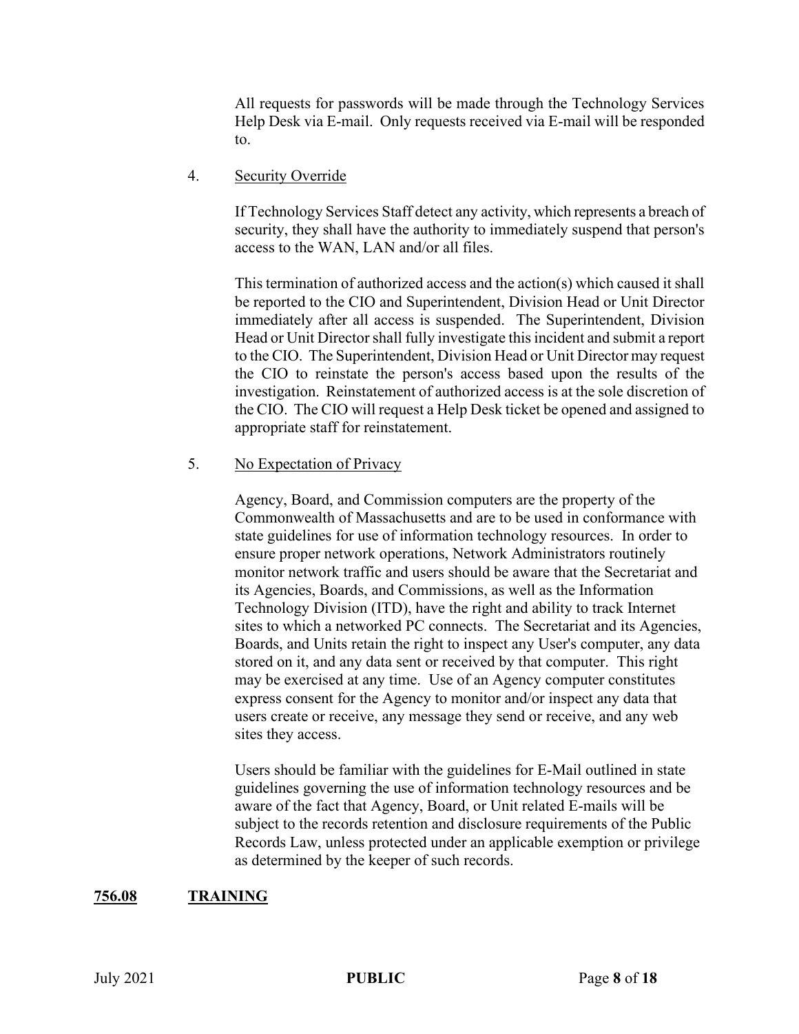All requests for passwords will be made through the Technology Services Help Desk via E-mail. Only requests received via E-mail will be responded to.

4. <u>Security Override</u>

   If Technology Services Staff detect any activity, which represents a breach of security, they shall have the authority to immediately suspend that person's access to the WAN, LAN and/or all files.

   This termination of authorized access and the action(s) which caused it shall be reported to the CIO and Superintendent, Division Head or Unit Director immediately after all access is suspended. The Superintendent, Division Head or Unit Director shall fully investigate this incident and submit a report to the CIO. The Superintendent, Division Head or Unit Director may request the CIO to reinstate the person's access based upon the results of the investigation. Reinstatement of authorized access is at the sole discretion of the CIO. The CIO will request a Help Desk ticket be opened and assigned to appropriate staff for reinstatement.

5. <u>No Expectation of Privacy</u>

   Agency, Board, and Commission computers are the property of the Commonwealth of Massachusetts and are to be used in conformance with state guidelines for use of information technology resources. In order to ensure proper network operations, Network Administrators routinely monitor network traffic and users should be aware that the Secretariat and its Agencies, Boards, and Commissions, as well as the Information Technology Division (ITD), have the right and ability to track Internet sites to which a networked PC connects. The Secretariat and its Agencies, Boards, and Units retain the right to inspect any User's computer, any data stored on it, and any data sent or received by that computer. This right may be exercised at any time. Use of an Agency computer constitutes express consent for the Agency to monitor and/or inspect any data that users create or receive, any message they send or receive, and any web sites they access.

   Users should be familiar with the guidelines for E-Mail outlined in state guidelines governing the use of information technology resources and be aware of the fact that Agency, Board, or Unit related E-mails will be subject to the records retention and disclosure requirements of the Public Records Law, unless protected under an applicable exemption or privilege as determined by the keeper of such records.

## 756.08 TRAINING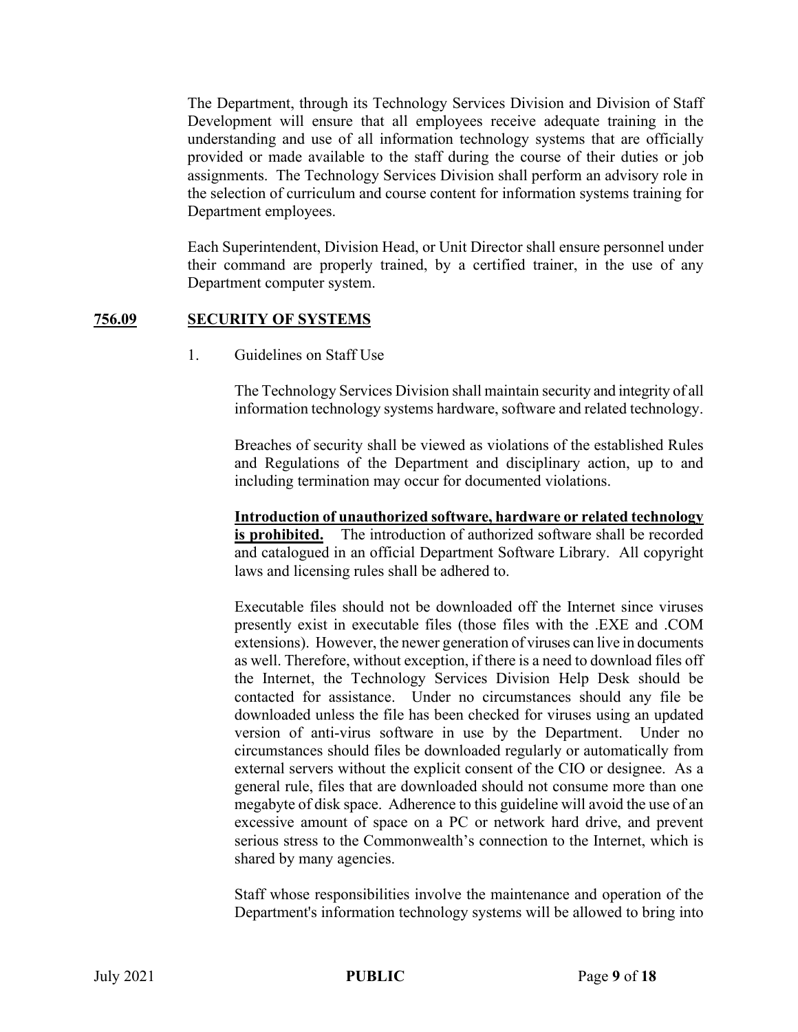The Department, through its Technology Services Division and Division of Staff Development will ensure that all employees receive adequate training in the understanding and use of all information technology systems that are officially provided or made available to the staff during the course of their duties or job assignments. The Technology Services Division shall perform an advisory role in the selection of curriculum and course content for information systems training for Department employees.

Each Superintendent, Division Head, or Unit Director shall ensure personnel under their command are properly trained, by a certified trainer, in the use of any Department computer system.

## 756.09 SECURITY OF SYSTEMS

1. Guidelines on Staff Use

The Technology Services Division shall maintain security and integrity of all information technology systems hardware, software and related technology.

Breaches of security shall be viewed as violations of the established Rules and Regulations of the Department and disciplinary action, up to and including termination may occur for documented violations.

**Introduction of unauthorized software, hardware or related technology is prohibited.** The introduction of authorized software shall be recorded and catalogued in an official Department Software Library. All copyright laws and licensing rules shall be adhered to.

Executable files should not be downloaded off the Internet since viruses presently exist in executable files (those files with the .EXE and .COM extensions). However, the newer generation of viruses can live in documents as well. Therefore, without exception, if there is a need to download files off the Internet, the Technology Services Division Help Desk should be contacted for assistance. Under no circumstances should any file be downloaded unless the file has been checked for viruses using an updated version of anti-virus software in use by the Department. Under no circumstances should files be downloaded regularly or automatically from external servers without the explicit consent of the CIO or designee. As a general rule, files that are downloaded should not consume more than one megabyte of disk space. Adherence to this guideline will avoid the use of an excessive amount of space on a PC or network hard drive, and prevent serious stress to the Commonwealth's connection to the Internet, which is shared by many agencies.

Staff whose responsibilities involve the maintenance and operation of the Department's information technology systems will be allowed to bring into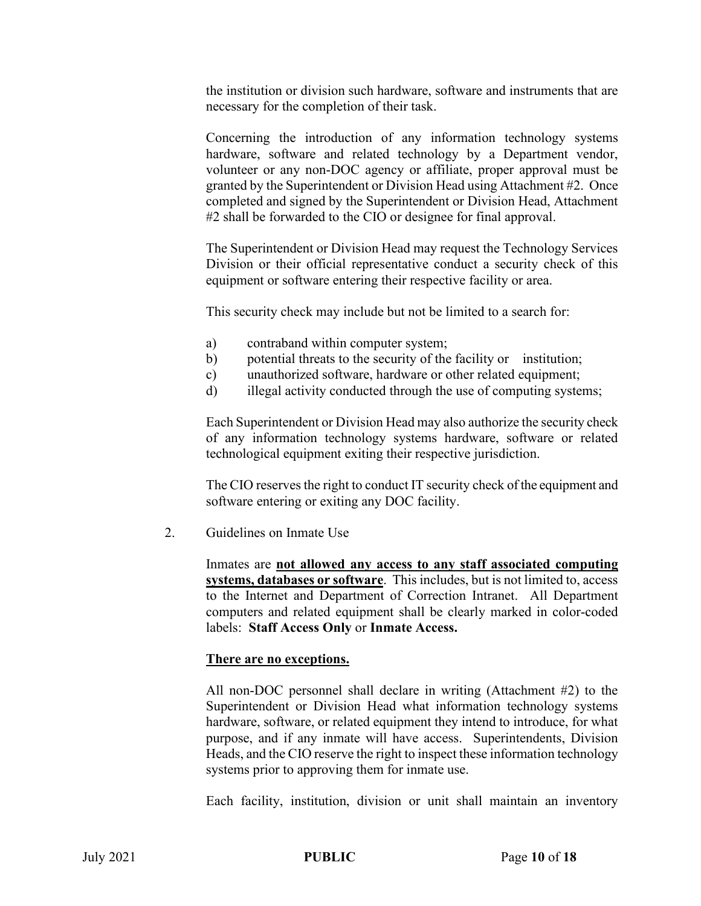the institution or division such hardware, software and instruments that are necessary for the completion of their task.

Concerning the introduction of any information technology systems hardware, software and related technology by a Department vendor, volunteer or any non-DOC agency or affiliate, proper approval must be granted by the Superintendent or Division Head using Attachment #2. Once completed and signed by the Superintendent or Division Head, Attachment #2 shall be forwarded to the CIO or designee for final approval.

The Superintendent or Division Head may request the Technology Services Division or their official representative conduct a security check of this equipment or software entering their respective facility or area.

This security check may include but not be limited to a search for:

a) contraband within computer system;
b) potential threats to the security of the facility or institution;
c) unauthorized software, hardware or other related equipment;
d) illegal activity conducted through the use of computing systems;

Each Superintendent or Division Head may also authorize the security check of any information technology systems hardware, software or related technological equipment exiting their respective jurisdiction.

The CIO reserves the right to conduct IT security check of the equipment and software entering or exiting any DOC facility.

2. Guidelines on Inmate Use

Inmates are **not allowed any access to any staff associated computing systems, databases or software**. This includes, but is not limited to, access to the Internet and Department of Correction Intranet. All Department computers and related equipment shall be clearly marked in color-coded labels: **Staff Access Only** or **Inmate Access.**

**There are no exceptions.**

All non-DOC personnel shall declare in writing (Attachment #2) to the Superintendent or Division Head what information technology systems hardware, software, or related equipment they intend to introduce, for what purpose, and if any inmate will have access. Superintendents, Division Heads, and the CIO reserve the right to inspect these information technology systems prior to approving them for inmate use.

Each facility, institution, division or unit shall maintain an inventory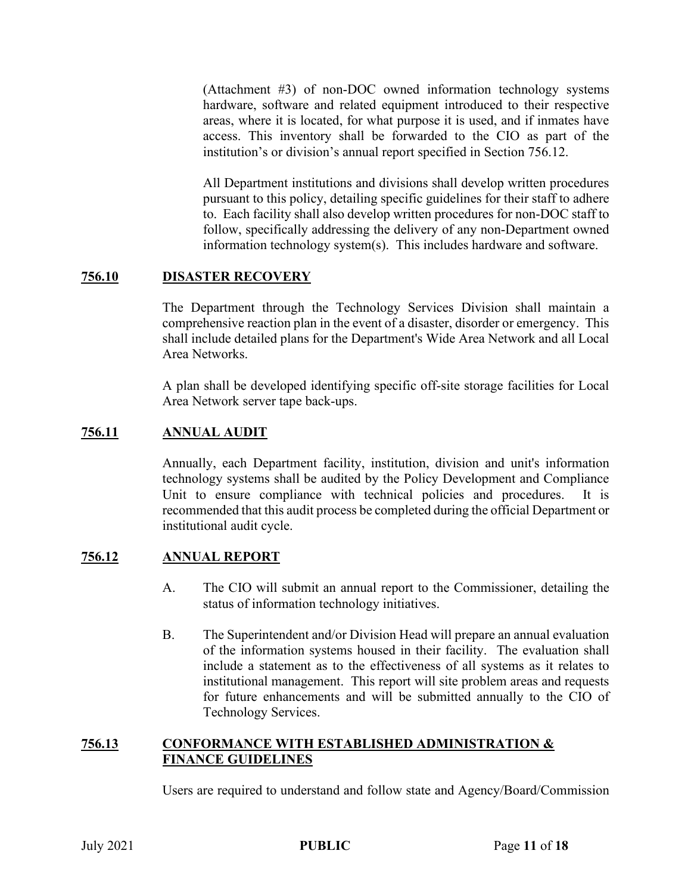(Attachment #3) of non-DOC owned information technology systems hardware, software and related equipment introduced to their respective areas, where it is located, for what purpose it is used, and if inmates have access. This inventory shall be forwarded to the CIO as part of the institution's or division's annual report specified in Section 756.12.

All Department institutions and divisions shall develop written procedures pursuant to this policy, detailing specific guidelines for their staff to adhere to. Each facility shall also develop written procedures for non-DOC staff to follow, specifically addressing the delivery of any non-Department owned information technology system(s). This includes hardware and software.

## 756.10 DISASTER RECOVERY

The Department through the Technology Services Division shall maintain a comprehensive reaction plan in the event of a disaster, disorder or emergency. This shall include detailed plans for the Department's Wide Area Network and all Local Area Networks.

A plan shall be developed identifying specific off-site storage facilities for Local Area Network server tape back-ups.

## 756.11 ANNUAL AUDIT

Annually, each Department facility, institution, division and unit's information technology systems shall be audited by the Policy Development and Compliance Unit to ensure compliance with technical policies and procedures. It is recommended that this audit process be completed during the official Department or institutional audit cycle.

## 756.12 ANNUAL REPORT

A. The CIO will submit an annual report to the Commissioner, detailing the status of information technology initiatives.

B. The Superintendent and/or Division Head will prepare an annual evaluation of the information systems housed in their facility. The evaluation shall include a statement as to the effectiveness of all systems as it relates to institutional management. This report will site problem areas and requests for future enhancements and will be submitted annually to the CIO of Technology Services.

## 756.13 CONFORMANCE WITH ESTABLISHED ADMINISTRATION & FINANCE GUIDELINES

Users are required to understand and follow state and Agency/Board/Commission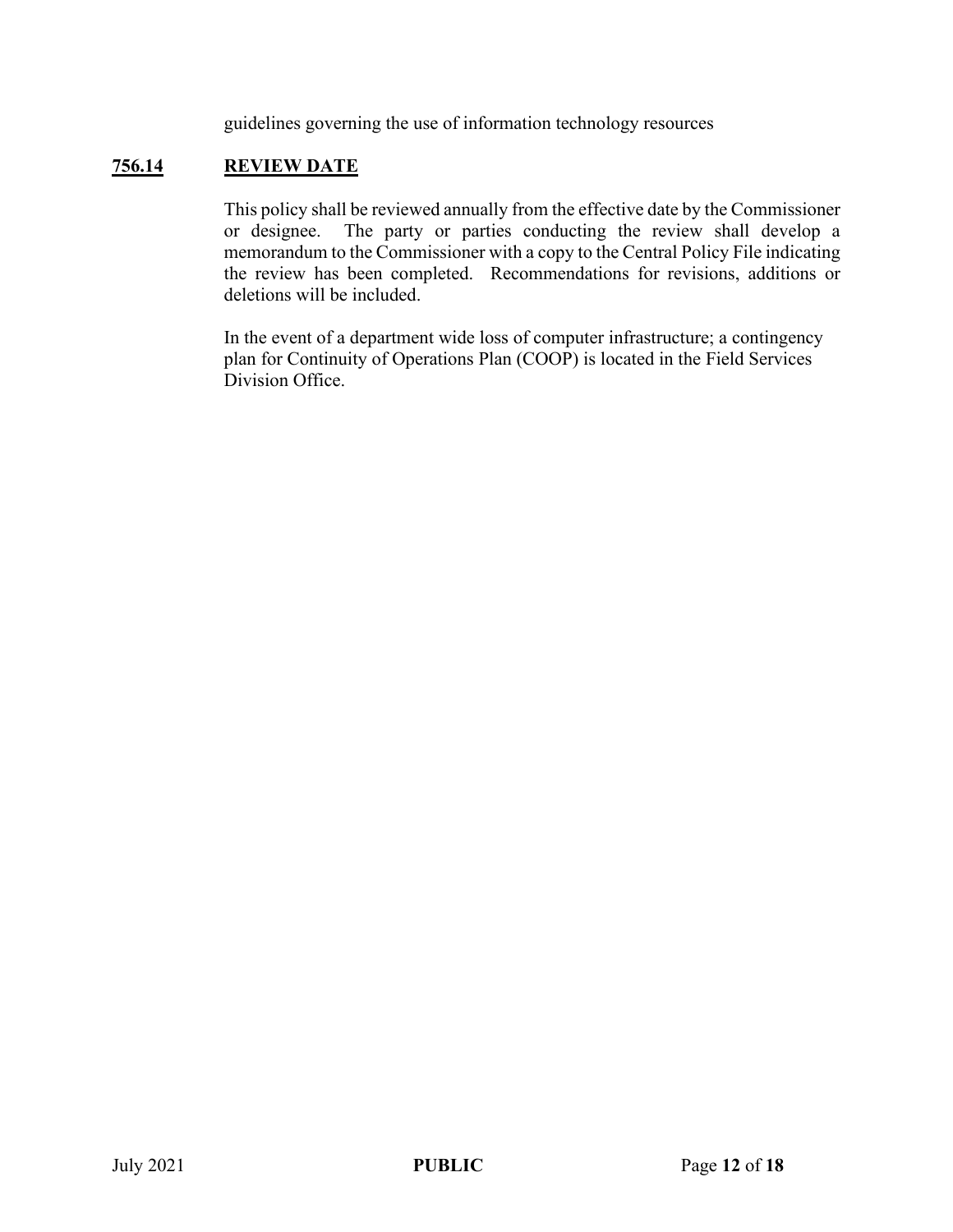guidelines governing the use of information technology resources

## 756.14 REVIEW DATE

This policy shall be reviewed annually from the effective date by the Commissioner or designee. The party or parties conducting the review shall develop a memorandum to the Commissioner with a copy to the Central Policy File indicating the review has been completed. Recommendations for revisions, additions or deletions will be included.

In the event of a department wide loss of computer infrastructure; a contingency plan for Continuity of Operations Plan (COOP) is located in the Field Services Division Office.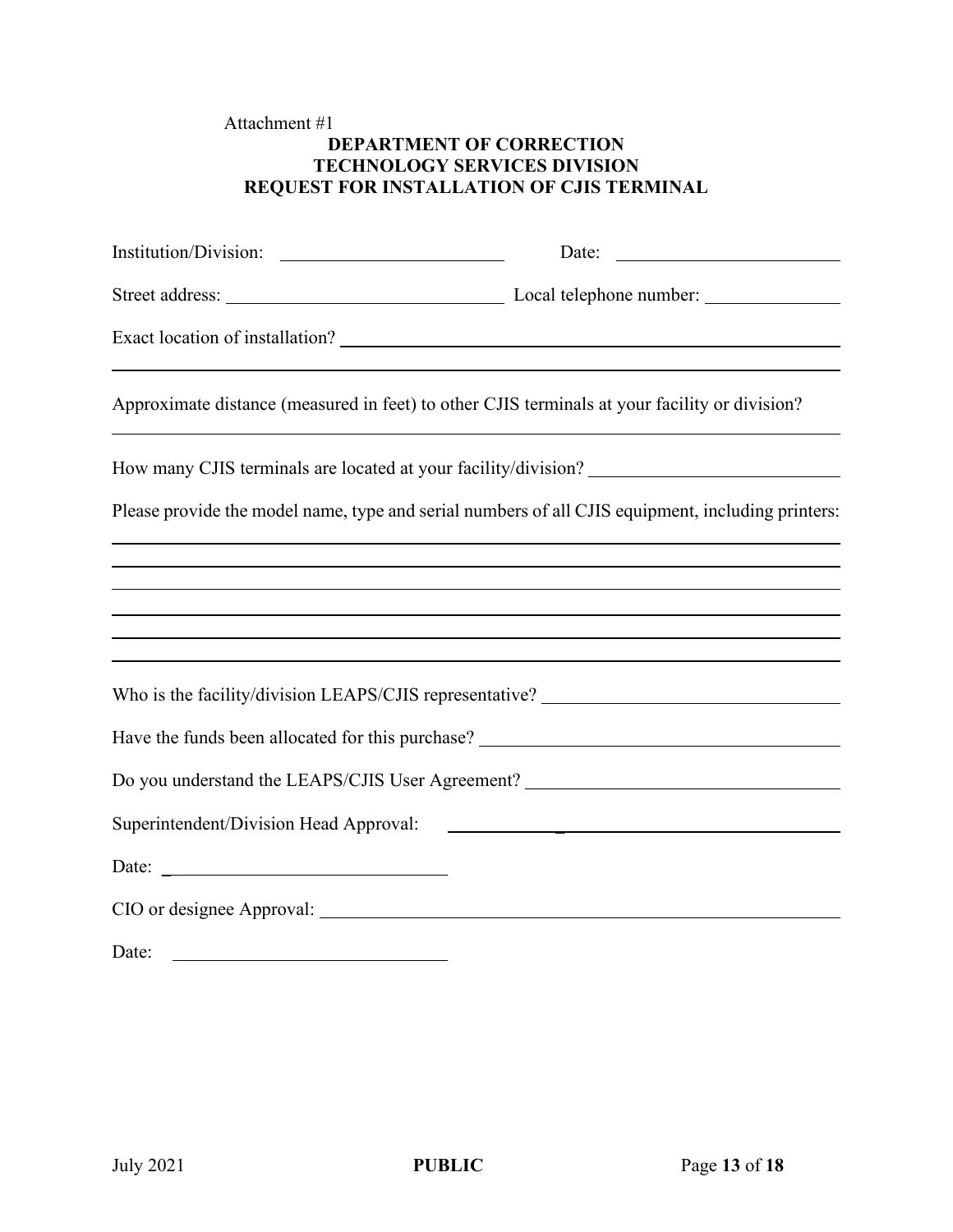Attachment #1

**DEPARTMENT OF CORRECTION**
**TECHNOLOGY SERVICES DIVISION**
**REQUEST FOR INSTALLATION OF CJIS TERMINAL**

Institution/Division: ______________________ Date: ______________________

Street address: ______________________________ Local telephone number: ______________

Exact location of installation? ______________________________________________________

_____________________________________________________________________________

Approximate distance (measured in feet) to other CJIS terminals at your facility or division?

_____________________________________________________________________________

How many CJIS terminals are located at your facility/division? __________________________

Please provide the model name, type and serial numbers of all CJIS equipment, including printers:

_____________________________________________________________________________

_____________________________________________________________________________

_____________________________________________________________________________

_____________________________________________________________________________

_____________________________________________________________________________

_____________________________________________________________________________

Who is the facility/division LEAPS/CJIS representative? _______________________________

Have the funds been allocated for this purchase? ____________________________________

Do you understand the LEAPS/CJIS User Agreement? _________________________________

Superintendent/Division Head Approval: _____________________________________________

Date: ______________________________

CIO or designee Approval: ________________________________________________________

Date: ______________________________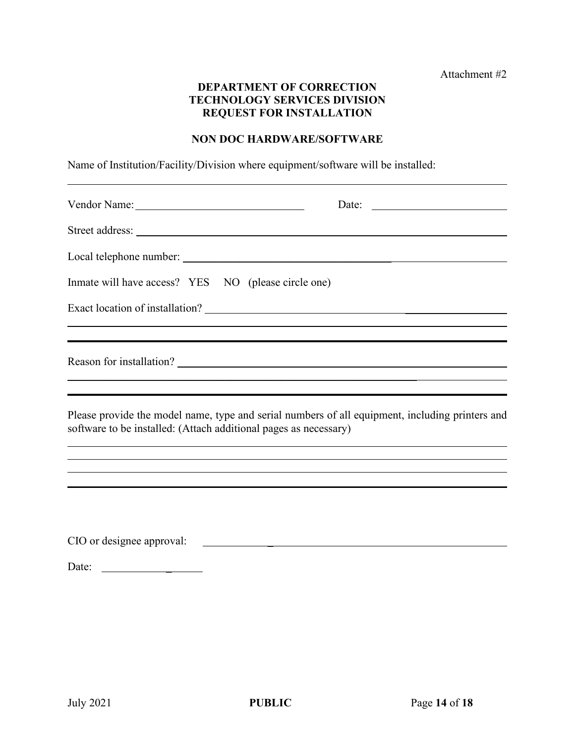Attachment #2

**DEPARTMENT OF CORRECTION**
**TECHNOLOGY SERVICES DIVISION**
**REQUEST FOR INSTALLATION**

**NON DOC HARDWARE/SOFTWARE**

Name of Institution/Facility/Division where equipment/software will be installed:

______________________________________________________________________

Vendor Name: ______________________________ Date: ______________________

Street address: ______________________________________________________

Local telephone number: ______________________________________________

Inmate will have access? YES NO (please circle one)

Exact location of installation? _________________________________________

______________________________________________________________________

______________________________________________________________________

Reason for installation? ________________________________________________

______________________________________________________________________

______________________________________________________________________

Please provide the model name, type and serial numbers of all equipment, including printers and software to be installed: (Attach additional pages as necessary)

______________________________________________________________________

______________________________________________________________________

______________________________________________________________________

______________________________________________________________________

CIO or designee approval: ______________________________________________

Date: ________________

July 2021 **PUBLIC**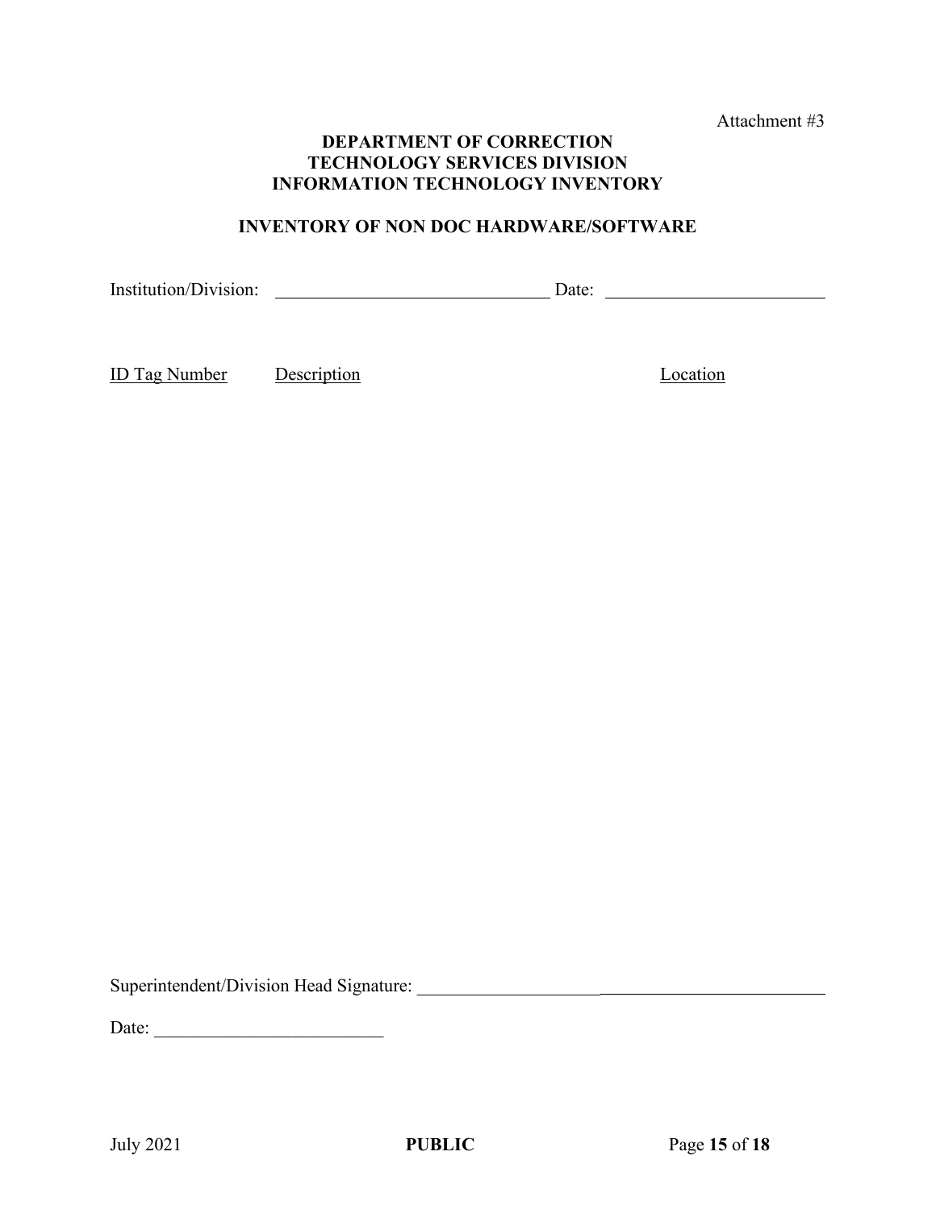Attachment #3

**DEPARTMENT OF CORRECTION**
**TECHNOLOGY SERVICES DIVISION**
**INFORMATION TECHNOLOGY INVENTORY**

**INVENTORY OF NON DOC HARDWARE/SOFTWARE**

Institution/Division: ______________________________ Date: ________________________

| ID Tag Number | Description | Location |
|---|---|---|

Superintendent/Division Head Signature: ____________________________________________

Date: _________________________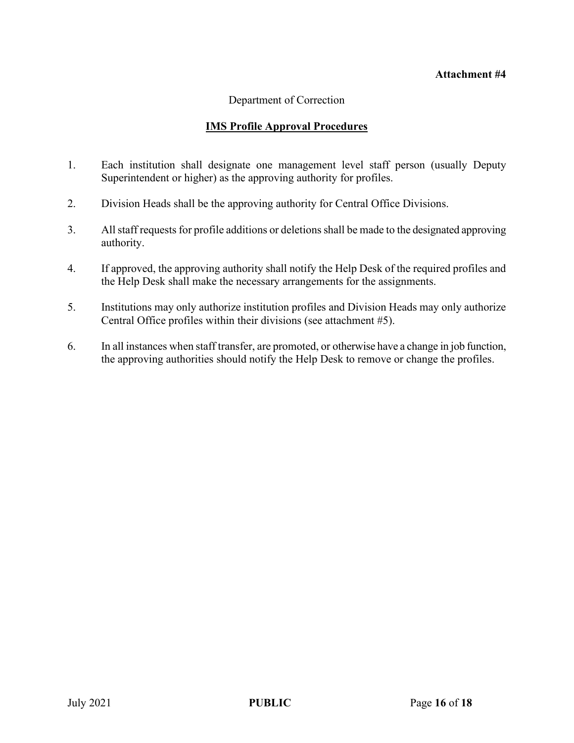**Attachment #4**

Department of Correction

## IMS Profile Approval Procedures

1. Each institution shall designate one management level staff person (usually Deputy Superintendent or higher) as the approving authority for profiles.

2. Division Heads shall be the approving authority for Central Office Divisions.

3. All staff requests for profile additions or deletions shall be made to the designated approving authority.

4. If approved, the approving authority shall notify the Help Desk of the required profiles and the Help Desk shall make the necessary arrangements for the assignments.

5. Institutions may only authorize institution profiles and Division Heads may only authorize Central Office profiles within their divisions (see attachment #5).

6. In all instances when staff transfer, are promoted, or otherwise have a change in job function, the approving authorities should notify the Help Desk to remove or change the profiles.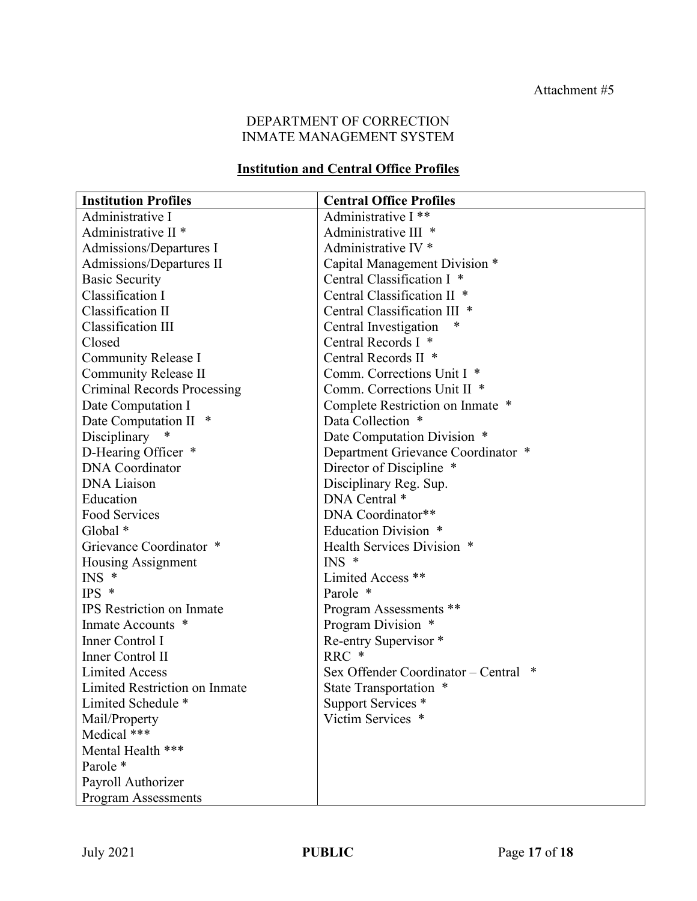Attachment #5

DEPARTMENT OF CORRECTION
INMATE MANAGEMENT SYSTEM

**Institution and Central Office Profiles**

| **Institution Profiles** | **Central Office Profiles** |
|---|---|
| Administrative I | Administrative I ** |
| Administrative II * | Administrative III * |
| Admissions/Departures I | Administrative IV * |
| Admissions/Departures II | Capital Management Division * |
| Basic Security | Central Classification I * |
| Classification I | Central Classification II * |
| Classification II | Central Classification III * |
| Classification III | Central Investigation * |
| Closed | Central Records I * |
| Community Release I | Central Records II * |
| Community Release II | Comm. Corrections Unit I * |
| Criminal Records Processing | Comm. Corrections Unit II * |
| Date Computation I | Complete Restriction on Inmate * |
| Date Computation II * | Data Collection * |
| Disciplinary * | Date Computation Division * |
| D-Hearing Officer * | Department Grievance Coordinator * |
| DNA Coordinator | Director of Discipline * |
| DNA Liaison | Disciplinary Reg. Sup. |
| Education | DNA Central * |
| Food Services | DNA Coordinator** |
| Global * | Education Division * |
| Grievance Coordinator * | Health Services Division * |
| Housing Assignment | INS * |
| INS * | Limited Access ** |
| IPS * | Parole * |
| IPS Restriction on Inmate | Program Assessments ** |
| Inmate Accounts * | Program Division * |
| Inner Control I | Re-entry Supervisor * |
| Inner Control II | RRC * |
| Limited Access | Sex Offender Coordinator – Central * |
| Limited Restriction on Inmate | State Transportation * |
| Limited Schedule * | Support Services * |
| Mail/Property | Victim Services * |
| Medical *** | |
| Mental Health *** | |
| Parole * | |
| Payroll Authorizer | |
| Program Assessments | |

July 2021 **PUBLIC**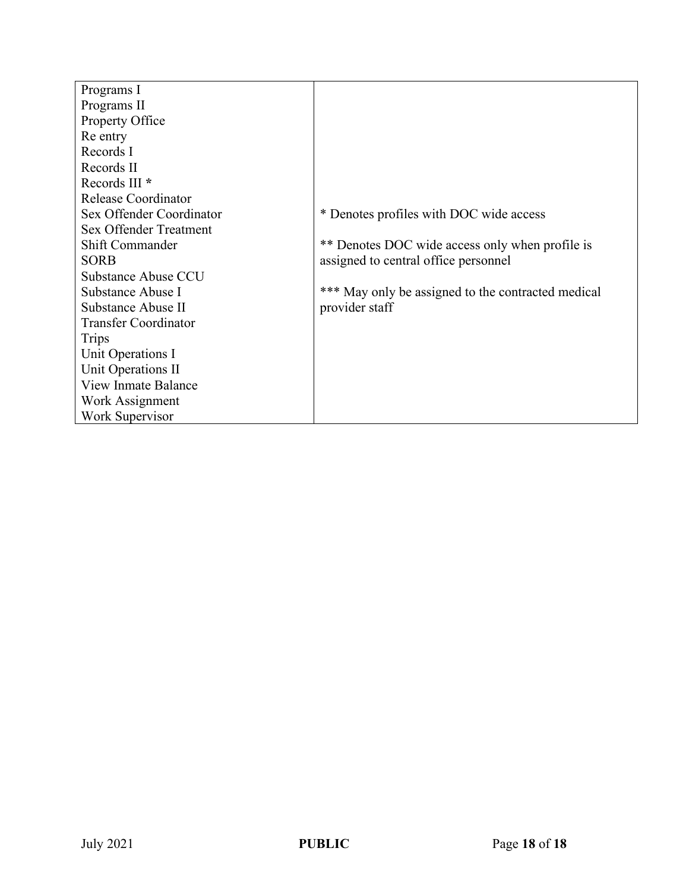| | |
|---|---|
| Programs I<br>Programs II<br>Property Office<br>Re entry<br>Records I<br>Records II<br>Records III *<br>Release Coordinator<br>Sex Offender Coordinator<br>Sex Offender Treatment<br>Shift Commander<br>SORB<br>Substance Abuse CCU<br>Substance Abuse I<br>Substance Abuse II<br>Transfer Coordinator<br>Trips<br>Unit Operations I<br>Unit Operations II<br>View Inmate Balance<br>Work Assignment<br>Work Supervisor | * Denotes profiles with DOC wide access<br><br>** Denotes DOC wide access only when profile is assigned to central office personnel<br><br>*** May only be assigned to the contracted medical provider staff |